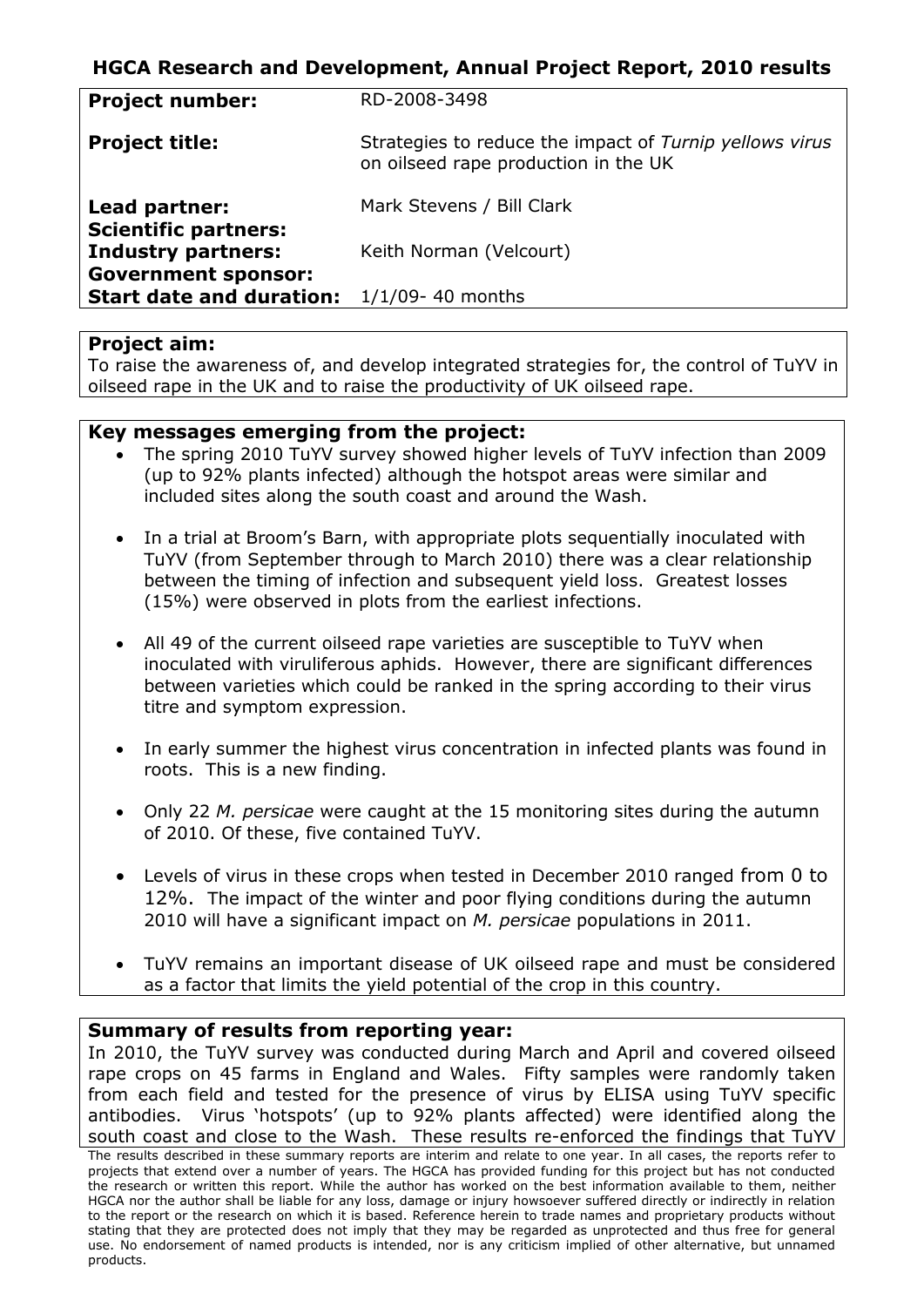## HGCA Research and Development, Annual Project Report, 2010 results

| | |
|---|---|
| **Project number:** | RD-2008-3498 |
| **Project title:** | Strategies to reduce the impact of *Turnip yellows virus* on oilseed rape production in the UK |
| **Lead partner:** | Mark Stevens / Bill Clark |
| **Scientific partners:** | |
| **Industry partners:** | Keith Norman (Velcourt) |
| **Government sponsor:** | |
| **Start date and duration:** | 1/1/09- 40 months |

**Project aim:**

To raise the awareness of, and develop integrated strategies for, the control of TuYV in oilseed rape in the UK and to raise the productivity of UK oilseed rape.

**Key messages emerging from the project:**

- The spring 2010 TuYV survey showed higher levels of TuYV infection than 2009 (up to 92% plants infected) although the hotspot areas were similar and included sites along the south coast and around the Wash.
- In a trial at Broom's Barn, with appropriate plots sequentially inoculated with TuYV (from September through to March 2010) there was a clear relationship between the timing of infection and subsequent yield loss. Greatest losses (15%) were observed in plots from the earliest infections.
- All 49 of the current oilseed rape varieties are susceptible to TuYV when inoculated with viruliferous aphids. However, there are significant differences between varieties which could be ranked in the spring according to their virus titre and symptom expression.
- In early summer the highest virus concentration in infected plants was found in roots. This is a new finding.
- Only 22 *M. persicae* were caught at the 15 monitoring sites during the autumn of 2010. Of these, five contained TuYV.
- Levels of virus in these crops when tested in December 2010 ranged from 0 to 12%. The impact of the winter and poor flying conditions during the autumn 2010 will have a significant impact on *M. persicae* populations in 2011.
- TuYV remains an important disease of UK oilseed rape and must be considered as a factor that limits the yield potential of the crop in this country.

**Summary of results from reporting year:**

In 2010, the TuYV survey was conducted during March and April and covered oilseed rape crops on 45 farms in England and Wales. Fifty samples were randomly taken from each field and tested for the presence of virus by ELISA using TuYV specific antibodies. Virus 'hotspots' (up to 92% plants affected) were identified along the south coast and close to the Wash. These results re-enforced the findings that TuYV

The results described in these summary reports are interim and relate to one year. In all cases, the reports refer to projects that extend over a number of years. The HGCA has provided funding for this project but has not conducted the research or written this report. While the author has worked on the best information available to them, neither HGCA nor the author shall be liable for any loss, damage or injury howsoever suffered directly or indirectly in relation to the report or the research on which it is based. Reference herein to trade names and proprietary products without stating that they are protected does not imply that they may be regarded as unprotected and thus free for general use. No endorsement of named products is intended, nor is any criticism implied of other alternative, but unnamed products.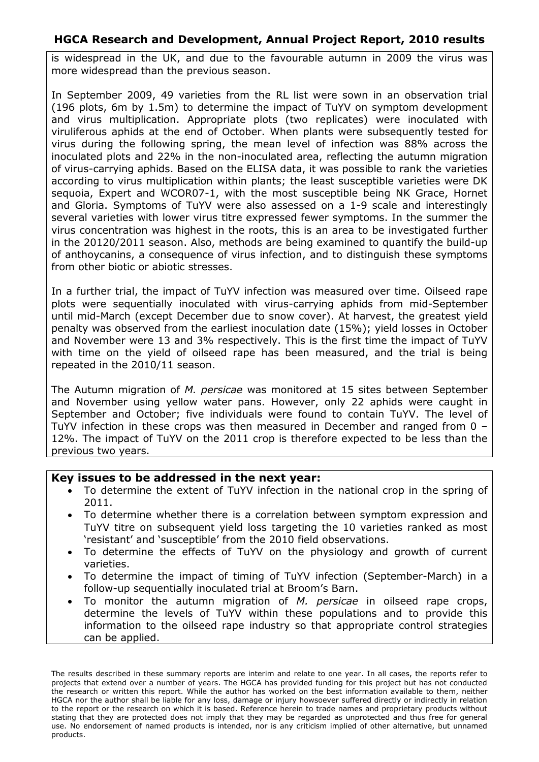is widespread in the UK, and due to the favourable autumn in 2009 the virus was more widespread than the previous season.

In September 2009, 49 varieties from the RL list were sown in an observation trial (196 plots, 6m by 1.5m) to determine the impact of TuYV on symptom development and virus multiplication. Appropriate plots (two replicates) were inoculated with viruliferous aphids at the end of October. When plants were subsequently tested for virus during the following spring, the mean level of infection was 88% across the inoculated plots and 22% in the non-inoculated area, reflecting the autumn migration of virus-carrying aphids. Based on the ELISA data, it was possible to rank the varieties according to virus multiplication within plants; the least susceptible varieties were DK sequoia, Expert and WCOR07-1, with the most susceptible being NK Grace, Hornet and Gloria. Symptoms of TuYV were also assessed on a 1-9 scale and interestingly several varieties with lower virus titre expressed fewer symptoms. In the summer the virus concentration was highest in the roots, this is an area to be investigated further in the 20120/2011 season. Also, methods are being examined to quantify the build-up of anthoycanins, a consequence of virus infection, and to distinguish these symptoms from other biotic or abiotic stresses.

In a further trial, the impact of TuYV infection was measured over time. Oilseed rape plots were sequentially inoculated with virus-carrying aphids from mid-September until mid-March (except December due to snow cover). At harvest, the greatest yield penalty was observed from the earliest inoculation date (15%); yield losses in October and November were 13 and 3% respectively. This is the first time the impact of TuYV with time on the yield of oilseed rape has been measured, and the trial is being repeated in the 2010/11 season.

The Autumn migration of *M. persicae* was monitored at 15 sites between September and November using yellow water pans. However, only 22 aphids were caught in September and October; five individuals were found to contain TuYV. The level of TuYV infection in these crops was then measured in December and ranged from 0 – 12%. The impact of TuYV on the 2011 crop is therefore expected to be less than the previous two years.

**Key issues to be addressed in the next year:**

- To determine the extent of TuYV infection in the national crop in the spring of 2011.
- To determine whether there is a correlation between symptom expression and TuYV titre on subsequent yield loss targeting the 10 varieties ranked as most 'resistant' and 'susceptible' from the 2010 field observations.
- To determine the effects of TuYV on the physiology and growth of current varieties.
- To determine the impact of timing of TuYV infection (September-March) in a follow-up sequentially inoculated trial at Broom's Barn.
- To monitor the autumn migration of *M. persicae* in oilseed rape crops, determine the levels of TuYV within these populations and to provide this information to the oilseed rape industry so that appropriate control strategies can be applied.

The results described in these summary reports are interim and relate to one year. In all cases, the reports refer to projects that extend over a number of years. The HGCA has provided funding for this project but has not conducted the research or written this report. While the author has worked on the best information available to them, neither HGCA nor the author shall be liable for any loss, damage or injury howsoever suffered directly or indirectly in relation to the report or the research on which it is based. Reference herein to trade names and proprietary products without stating that they are protected does not imply that they may be regarded as unprotected and thus free for general use. No endorsement of named products is intended, nor is any criticism implied of other alternative, but unnamed products.